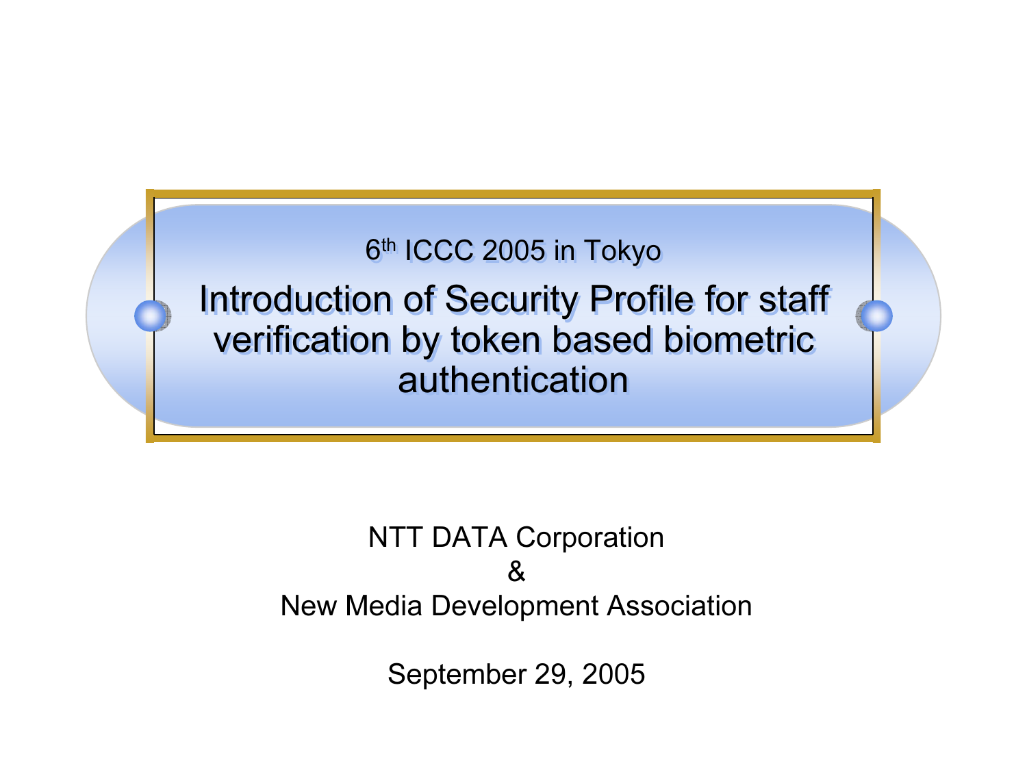6th ICCC 2005 in Tokyo

# Introduction of Security Profile for staff verification by token based biometric authentication

NTT DATA Corporation

&

New Media Development Association

September 29, 2005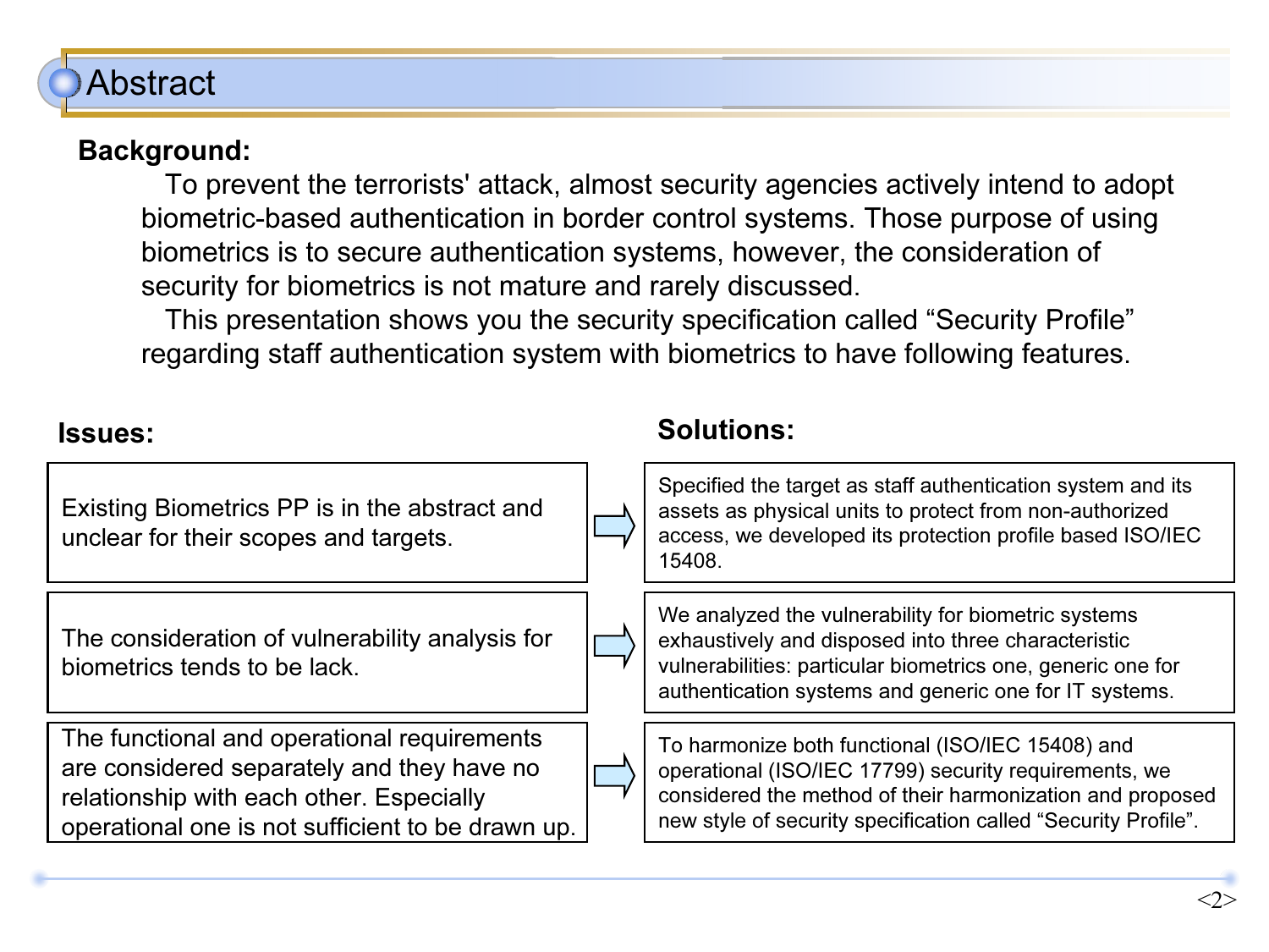# Abstract

**Background:**

To prevent the terrorists' attack, almost security agencies actively intend to adopt biometric-based authentication in border control systems. Those purpose of using biometrics is to secure authentication systems, however, the consideration of security for biometrics is not mature and rarely discussed.

This presentation shows you the security specification called "Security Profile" regarding staff authentication system with biometrics to have following features.

| Issues: | | Solutions: |
|---|---|---|
| Existing Biometrics PP is in the abstract and unclear for their scopes and targets. | ⇨ | Specified the target as staff authentication system and its assets as physical units to protect from non-authorized access, we developed its protection profile based ISO/IEC 15408. |
| The consideration of vulnerability analysis for biometrics tends to be lack. | ⇨ | We analyzed the vulnerability for biometric systems exhaustively and disposed into three characteristic vulnerabilities: particular biometrics one, generic one for authentication systems and generic one for IT systems. |
| The functional and operational requirements are considered separately and they have no relationship with each other. Especially operational one is not sufficient to be drawn up. | ⇨ | To harmonize both functional (ISO/IEC 15408) and operational (ISO/IEC 17799) security requirements, we considered the method of their harmonization and proposed new style of security specification called "Security Profile". |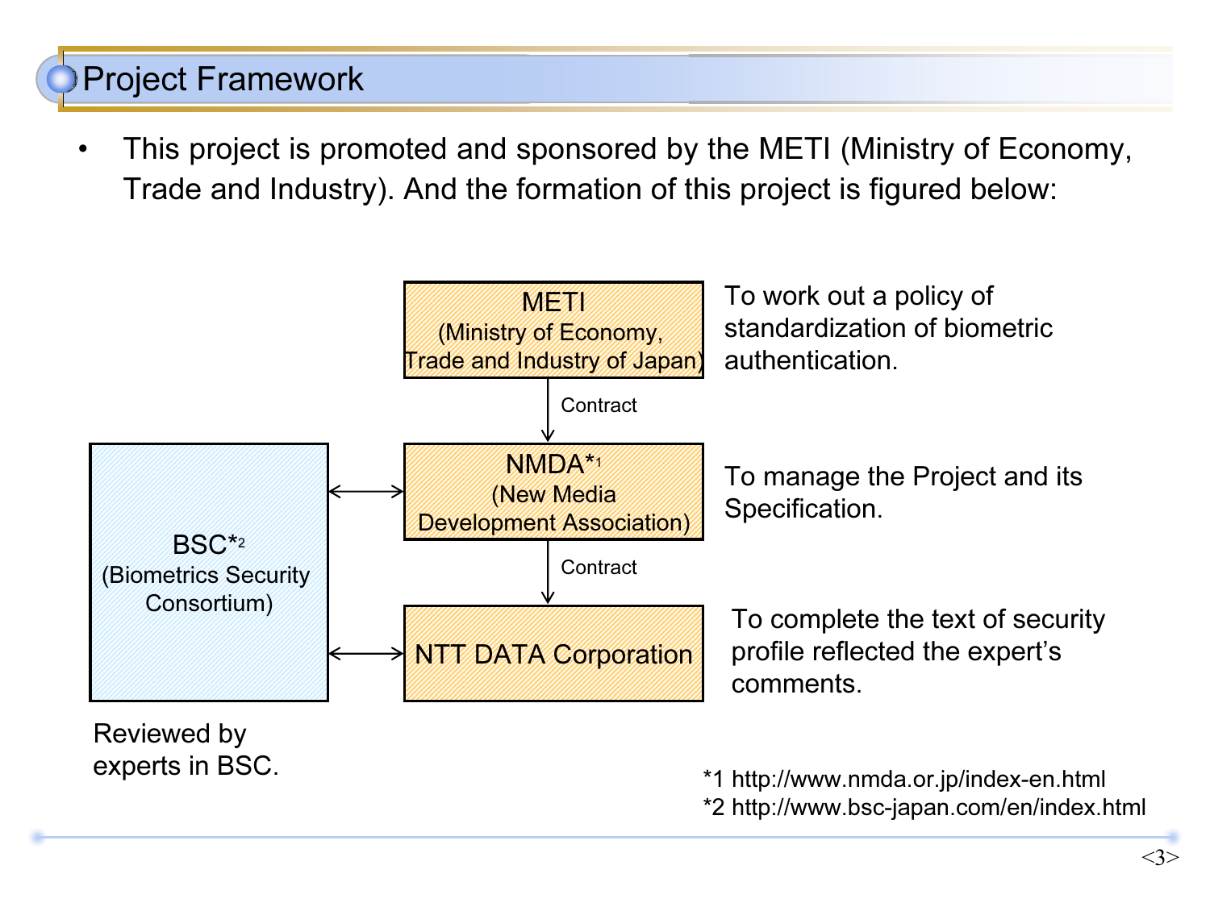# Project Framework

- This project is promoted and sponsored by the METI (Ministry of Economy, Trade and Industry). And the formation of this project is figured below:

**METI** (Ministry of Economy, Trade and Industry of Japan) — To work out a policy of standardization of biometric authentication.

↓ Contract

**NMDA*1** (New Media Development Association) — To manage the Project and its Specification.

↓ Contract

**NTT DATA Corporation** — To complete the text of security profile reflected the expert's comments.

**BSC*2** (Biometrics Security Consortium) ↔ NMDA, NTT DATA Corporation

Reviewed by experts in BSC.

*1 http://www.nmda.or.jp/index-en.html
*2 http://www.bsc-japan.com/en/index.html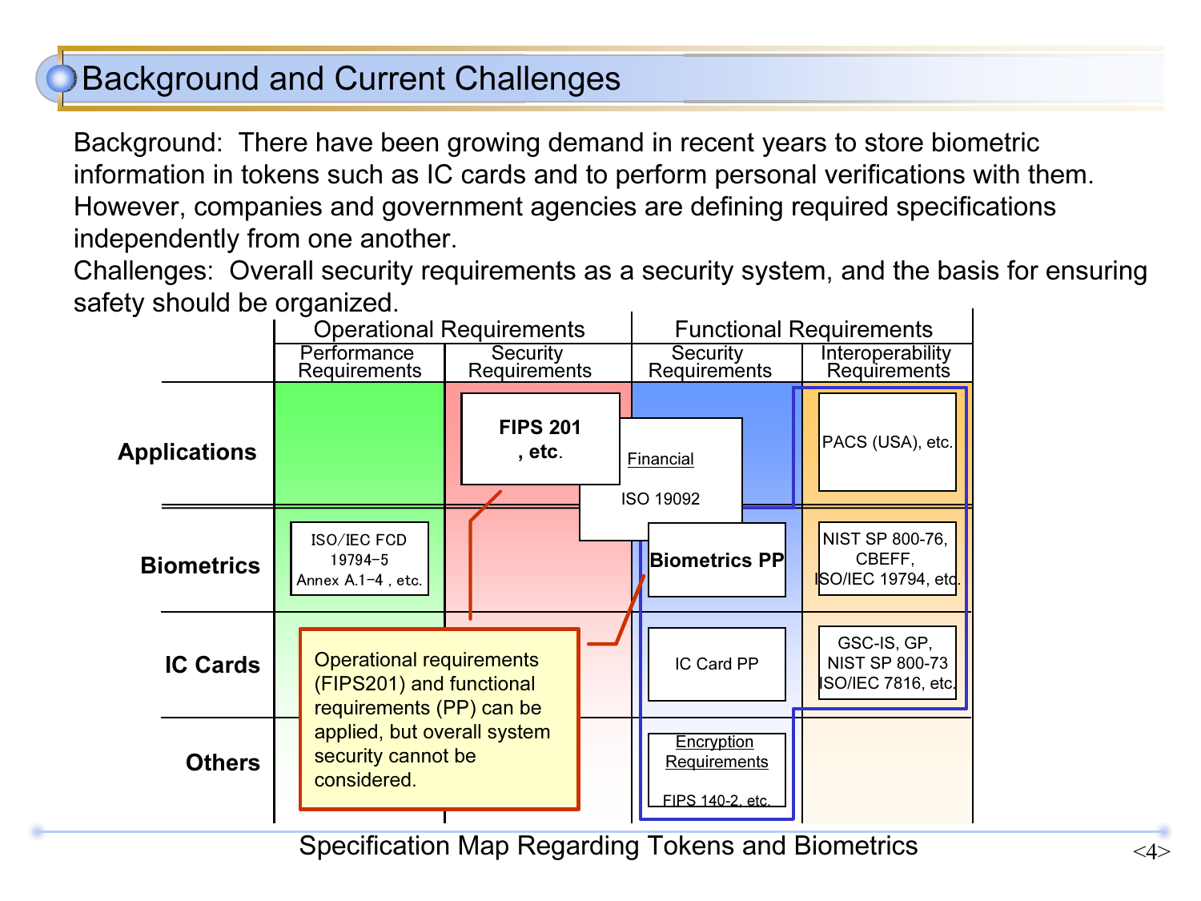# Background and Current Challenges

Background: There have been growing demand in recent years to store biometric information in tokens such as IC cards and to perform personal verifications with them. However, companies and government agencies are defining required specifications independently from one another.

Challenges: Overall security requirements as a security system, and the basis for ensuring safety should be organized.

| | Operational Requirements | | Functional Requirements | |
|---|---|---|---|---|
| | Performance Requirements | Security Requirements | Security Requirements | Interoperability Requirements |
| **Applications** | | **FIPS 201, etc.** | Financial ISO 19092 | PACS (USA), etc. |
| **Biometrics** | ISO/IEC FCD 19794-5 Annex A.1-4, etc. | | **Biometrics PP** | NIST SP 800-76, CBEFF, ISO/IEC 19794, etc. |
| **IC Cards** | | | IC Card PP | GSC-IS, GP, NIST SP 800-73 ISO/IEC 7816, etc. |
| **Others** | | | Encryption Requirements FIPS 140-2, etc. | |

Operational requirements (FIPS201) and functional requirements (PP) can be applied, but overall system security cannot be considered.

Specification Map Regarding Tokens and Biometrics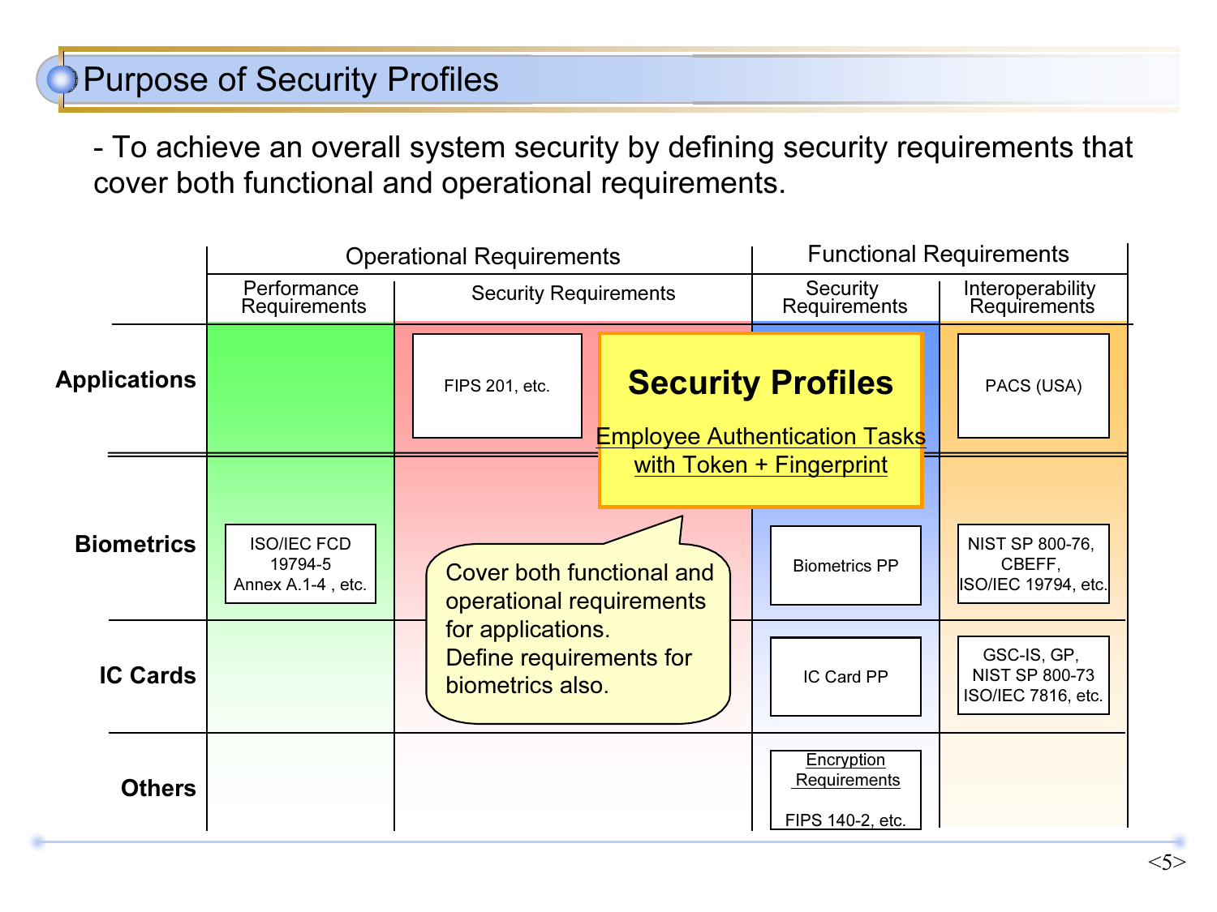# Purpose of Security Profiles

- To achieve an overall system security by defining security requirements that cover both functional and operational requirements.

| | Operational Requirements | | Functional Requirements | |
|---|---|---|---|---|
| | Performance Requirements | Security Requirements | Security Requirements | Interoperability Requirements |
| **Applications** | | FIPS 201, etc. | | PACS (USA) |
| **Biometrics** | ISO/IEC FCD 19794-5 Annex A.1-4 , etc. | | Biometrics PP | NIST SP 800-76, CBEFF, ISO/IEC 19794, etc. |
| **IC Cards** | | | IC Card PP | GSC-IS, GP, NIST SP 800-73 ISO/IEC 7816, etc. |
| **Others** | | | Encryption Requirements FIPS 140-2, etc. | |

**Security Profiles**

Employee Authentication Tasks with Token + Fingerprint

Cover both functional and operational requirements for applications.
Define requirements for biometrics also.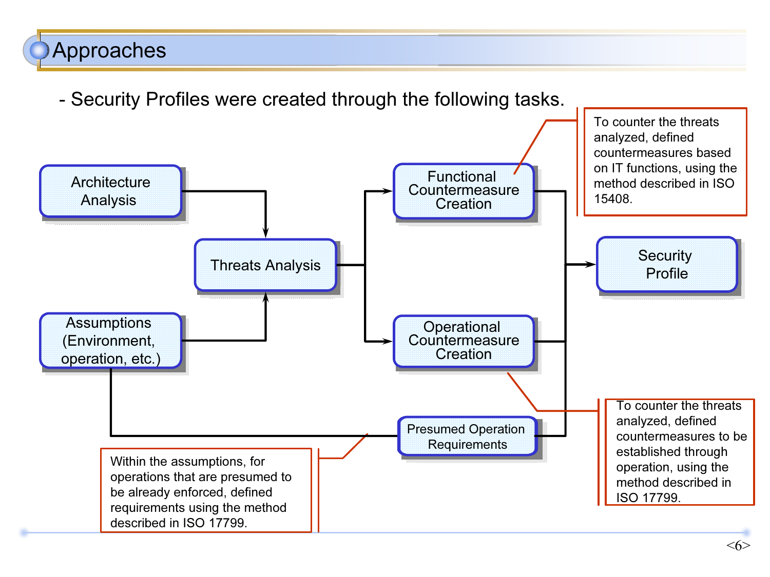# Approaches

- Security Profiles were created through the following tasks.

Architecture Analysis

Threats Analysis

Assumptions (Environment, operation, etc.)

Functional Countermeasure Creation

Operational Countermeasure Creation

Presumed Operation Requirements

Security Profile

To counter the threats analyzed, defined countermeasures based on IT functions, using the method described in ISO 15408.

To counter the threats analyzed, defined countermeasures to be established through operation, using the method described in ISO 17799.

Within the assumptions, for operations that are presumed to be already enforced, defined requirements using the method described in ISO 17799.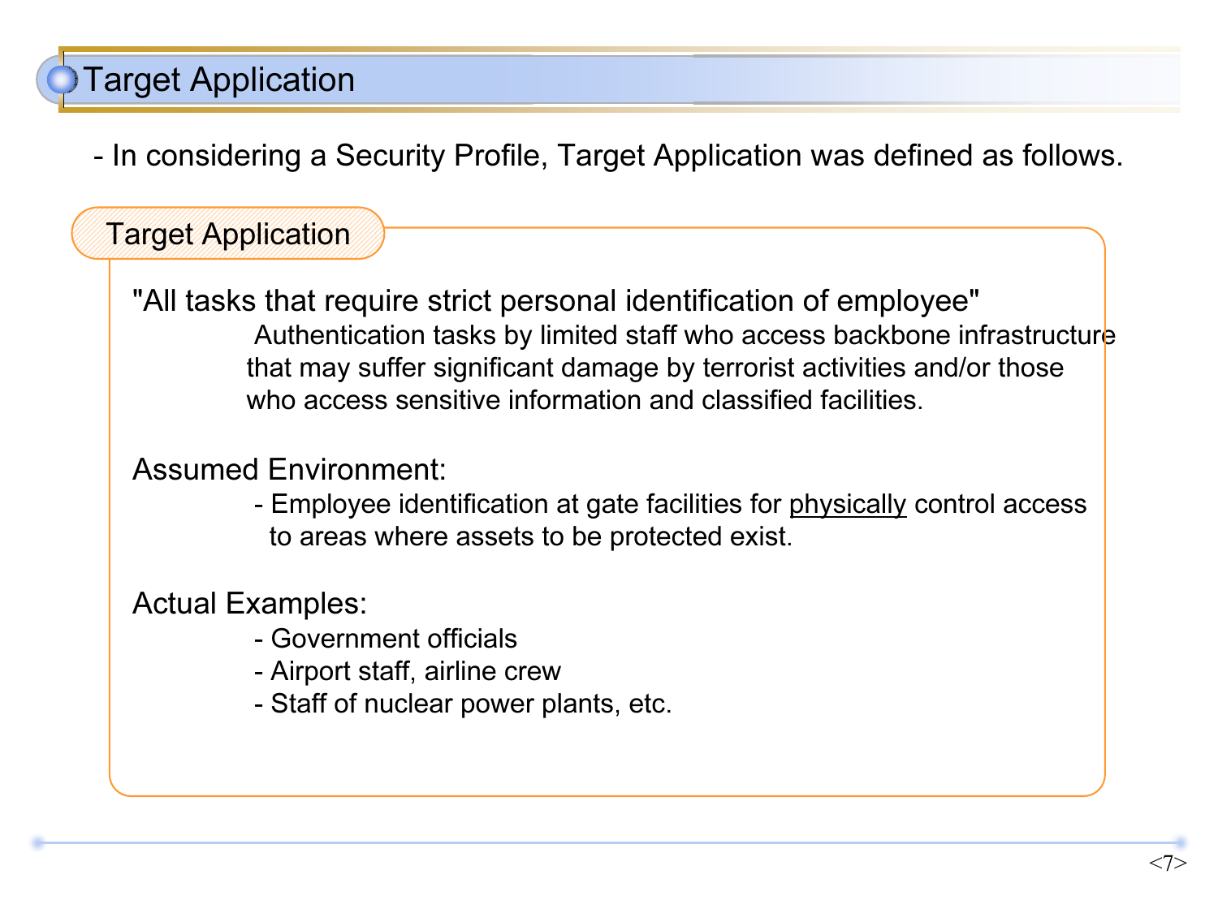# Target Application

- In considering a Security Profile, Target Application was defined as follows.

## Target Application

"All tasks that require strict personal identification of employee"

Authentication tasks by limited staff who access backbone infrastructure that may suffer significant damage by terrorist activities and/or those who access sensitive information and classified facilities.

Assumed Environment:

- Employee identification at gate facilities for <u>physically</u> control access to areas where assets to be protected exist.

Actual Examples:

- Government officials
- Airport staff, airline crew
- Staff of nuclear power plants, etc.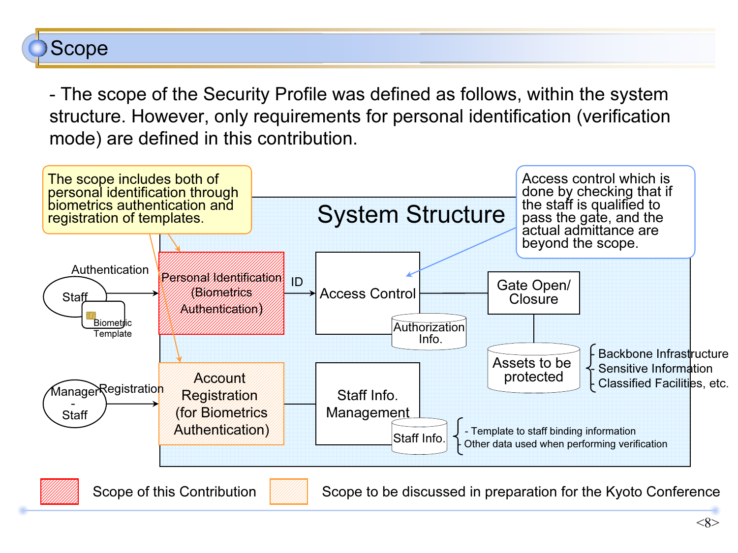# Scope

- The scope of the Security Profile was defined as follows, within the system structure. However, only requirements for personal identification (verification mode) are defined in this contribution.

The scope includes both of personal identification through biometrics authentication and registration of templates.

Access control which is done by checking that if the staff is qualified to pass the gate, and the actual admittance are beyond the scope.

**System Structure**

- Authentication: Staff (Biometric Template) → Personal Identification (Biometrics Authentication) → ID → Access Control (Authorization Info.) → Gate Open/ Closure → Assets to be protected
  - Backbone Infrastructure
  - Sensitive Information
  - Classified Facilities, etc.
- Registration: Manager - Staff → Account Registration (for Biometrics Authentication) → Staff Info. Management (Staff Info.)
  - Template to staff binding information
  - Other data used when performing verification

Legend:

- Scope of this Contribution
- Scope to be discussed in preparation for the Kyoto Conference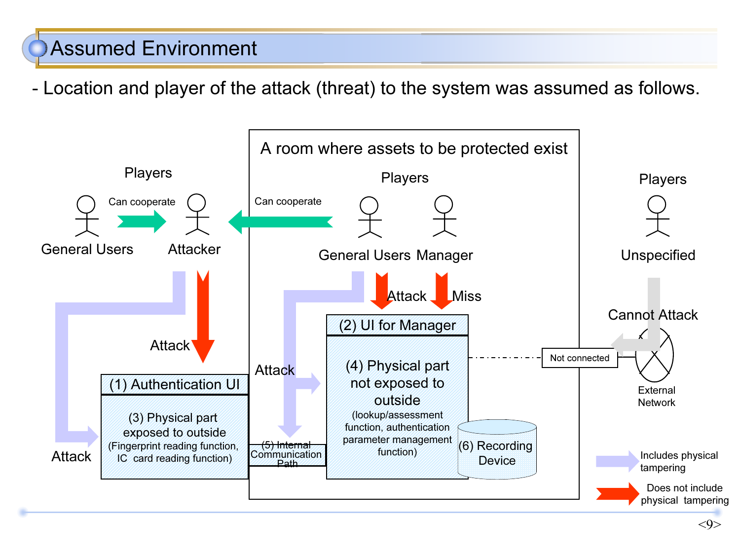# Assumed Environment

- Location and player of the attack (threat) to the system was assumed as follows.

A room where assets to be protected exist

Players

General Users — Can cooperate → Attacker

Players (in the room): General Users, Manager — Can cooperate → Attacker

Players: Unspecified — Cannot Attack

Attacker: Attack → (1) Authentication UI; Attack → (3) Physical part exposed to outside

General Users (in the room): Attack → (2) UI for Manager; Attack → (4) Physical part not exposed to outside; Attack → (5) Internal Communication Path

Manager: Miss → (2) UI for Manager

(1) Authentication UI

(3) Physical part exposed to outside (Fingerprint reading function, IC card reading function)

(5) Internal Communication Path

(2) UI for Manager

(4) Physical part not exposed to outside (lookup/assessment function, authentication parameter management function)

(6) Recording Device

Not connected — External Network

Legend:

- Light blue arrow: Includes physical tampering
- Red arrow: Does not include physical tampering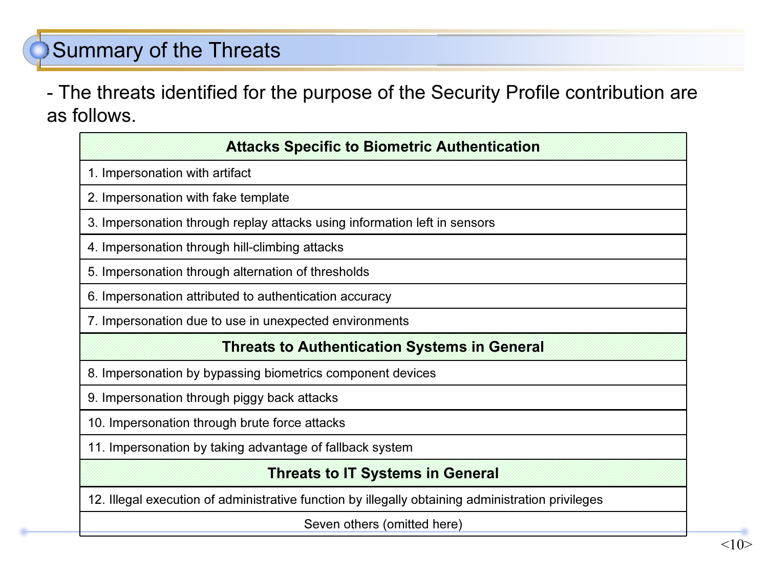# Summary of the Threats

- The threats identified for the purpose of the Security Profile contribution are as follows.

| Attacks Specific to Biometric Authentication |
|---|
| 1. Impersonation with artifact |
| 2. Impersonation with fake template |
| 3. Impersonation through replay attacks using information left in sensors |
| 4. Impersonation through hill-climbing attacks |
| 5. Impersonation through alternation of thresholds |
| 6. Impersonation attributed to authentication accuracy |
| 7. Impersonation due to use in unexpected environments |
| **Threats to Authentication Systems in General** |
| 8. Impersonation by bypassing biometrics component devices |
| 9. Impersonation through piggy back attacks |
| 10. Impersonation through brute force attacks |
| 11. Impersonation by taking advantage of fallback system |
| **Threats to IT Systems in General** |
| 12. Illegal execution of administrative function by illegally obtaining administration privileges |
| Seven others (omitted here) |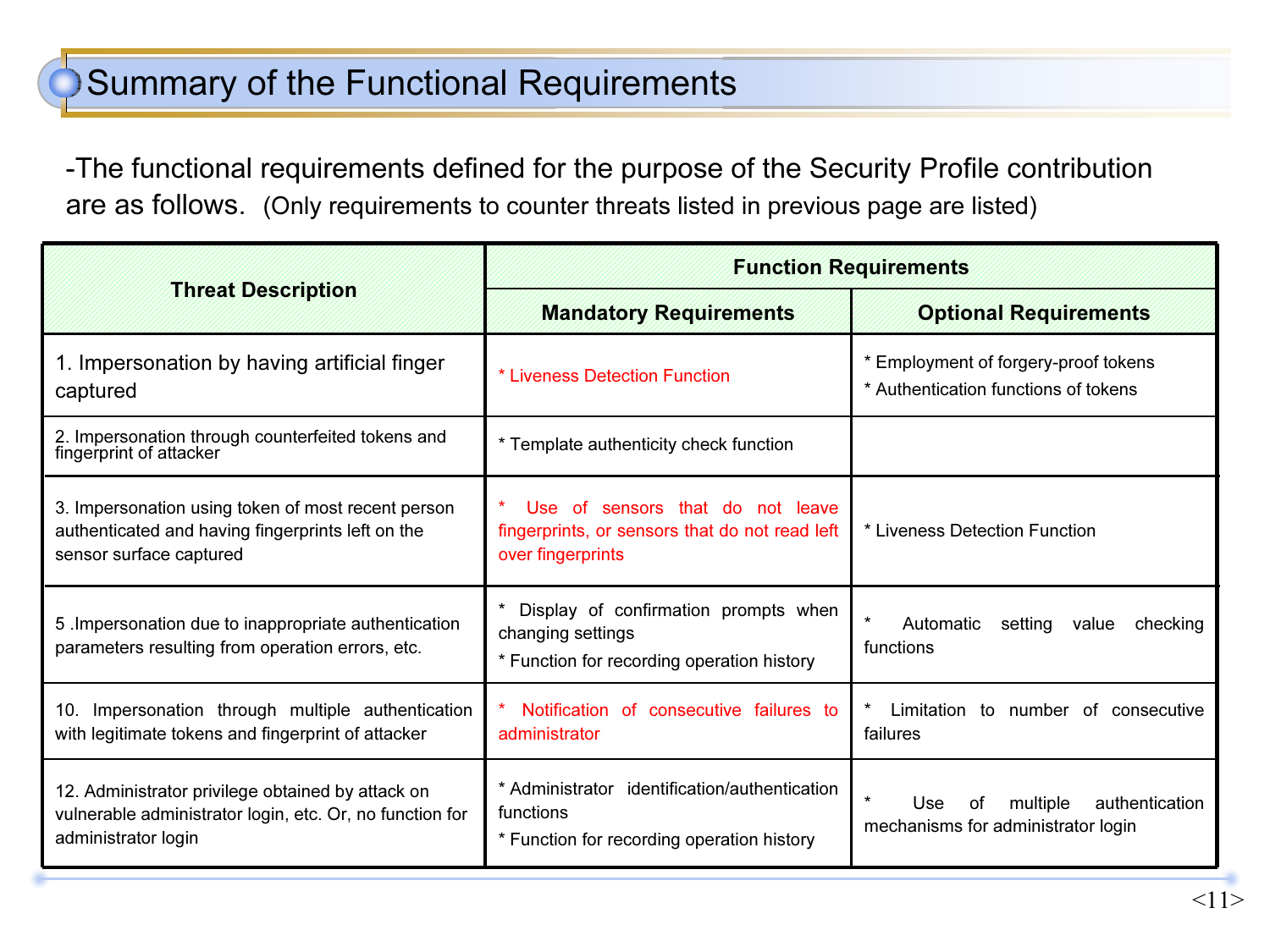# Summary of the Functional Requirements

-The functional requirements defined for the purpose of the Security Profile contribution are as follows. (Only requirements to counter threats listed in previous page are listed)

| Threat Description | Function Requirements | |
|---|---|---|
| | **Mandatory Requirements** | **Optional Requirements** |
| 1. Impersonation by having artificial finger captured | * Liveness Detection Function | * Employment of forgery-proof tokens<br>* Authentication functions of tokens |
| 2. Impersonation through counterfeited tokens and fingerprint of attacker | * Template authenticity check function | |
| 3. Impersonation using token of most recent person authenticated and having fingerprints left on the sensor surface captured | * Use of sensors that do not leave fingerprints, or sensors that do not read left over fingerprints | * Liveness Detection Function |
| 5 .Impersonation due to inappropriate authentication parameters resulting from operation errors, etc. | * Display of confirmation prompts when changing settings<br>* Function for recording operation history | * Automatic setting value checking functions |
| 10. Impersonation through multiple authentication with legitimate tokens and fingerprint of attacker | * Notification of consecutive failures to administrator | * Limitation to number of consecutive failures |
| 12. Administrator privilege obtained by attack on vulnerable administrator login, etc. Or, no function for administrator login | * Administrator identification/authentication functions<br>* Function for recording operation history | * Use of multiple authentication mechanisms for administrator login |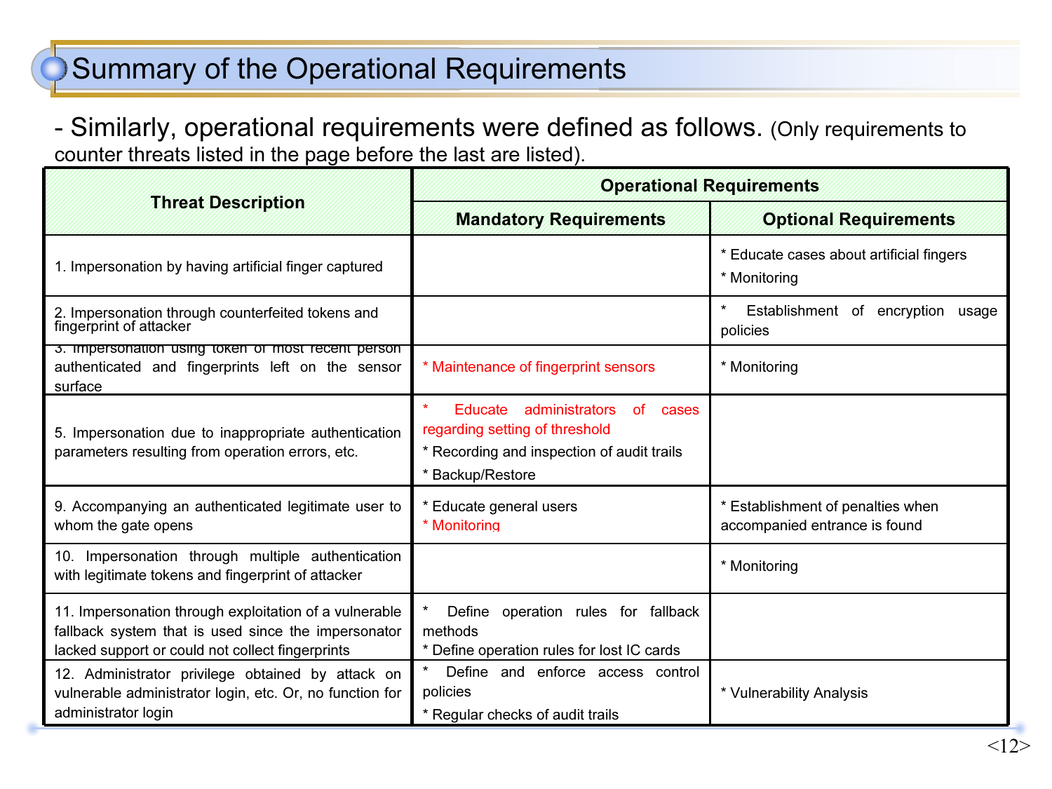# Summary of the Operational Requirements

- Similarly, operational requirements were defined as follows. (Only requirements to counter threats listed in the page before the last are listed).

| Threat Description | Operational Requirements | |
|---|---|---|
| | Mandatory Requirements | Optional Requirements |
| 1. Impersonation by having artificial finger captured | | * Educate cases about artificial fingers<br>* Monitoring |
| 2. Impersonation through counterfeited tokens and fingerprint of attacker | | * Establishment of encryption usage policies |
| 3. Impersonation using token of most recent person authenticated and fingerprints left on the sensor surface | * Maintenance of fingerprint sensors | * Monitoring |
| 5. Impersonation due to inappropriate authentication parameters resulting from operation errors, etc. | * Educate administrators of cases regarding setting of threshold<br>* Recording and inspection of audit trails<br>* Backup/Restore | |
| 9. Accompanying an authenticated legitimate user to whom the gate opens | * Educate general users<br>* Monitoring | * Establishment of penalties when accompanied entrance is found |
| 10. Impersonation through multiple authentication with legitimate tokens and fingerprint of attacker | | * Monitoring |
| 11. Impersonation through exploitation of a vulnerable fallback system that is used since the impersonator lacked support or could not collect fingerprints | * Define operation rules for fallback methods<br>* Define operation rules for lost IC cards | |
| 12. Administrator privilege obtained by attack on vulnerable administrator login, etc. Or, no function for administrator login | * Define and enforce access control policies<br>* Regular checks of audit trails | * Vulnerability Analysis |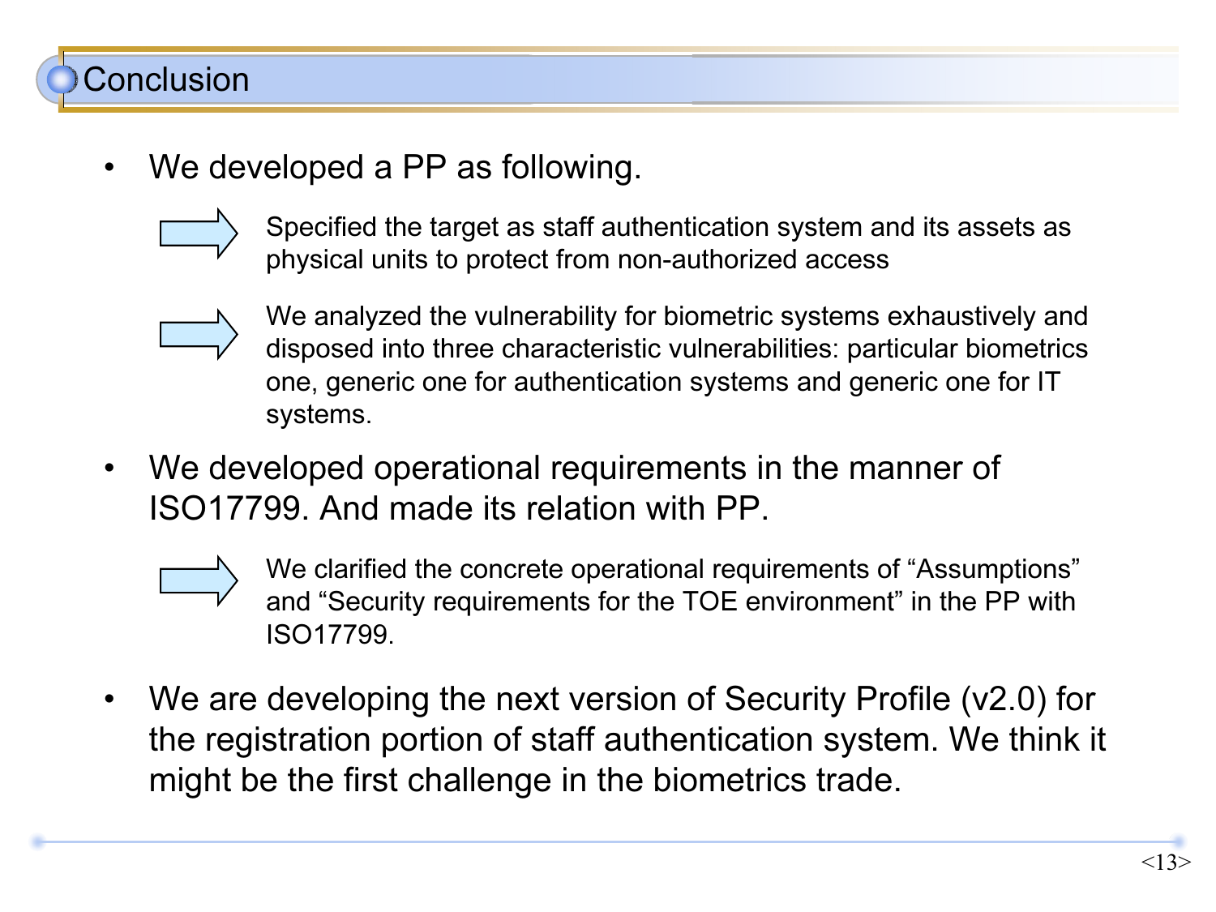# Conclusion

- We developed a PP as following.
  - ⇨ Specified the target as staff authentication system and its assets as physical units to protect from non-authorized access
  - ⇨ We analyzed the vulnerability for biometric systems exhaustively and disposed into three characteristic vulnerabilities: particular biometrics one, generic one for authentication systems and generic one for IT systems.
- We developed operational requirements in the manner of ISO17799. And made its relation with PP.
  - ⇨ We clarified the concrete operational requirements of "Assumptions" and "Security requirements for the TOE environment" in the PP with ISO17799.
- We are developing the next version of Security Profile (v2.0) for the registration portion of staff authentication system. We think it might be the first challenge in the biometrics trade.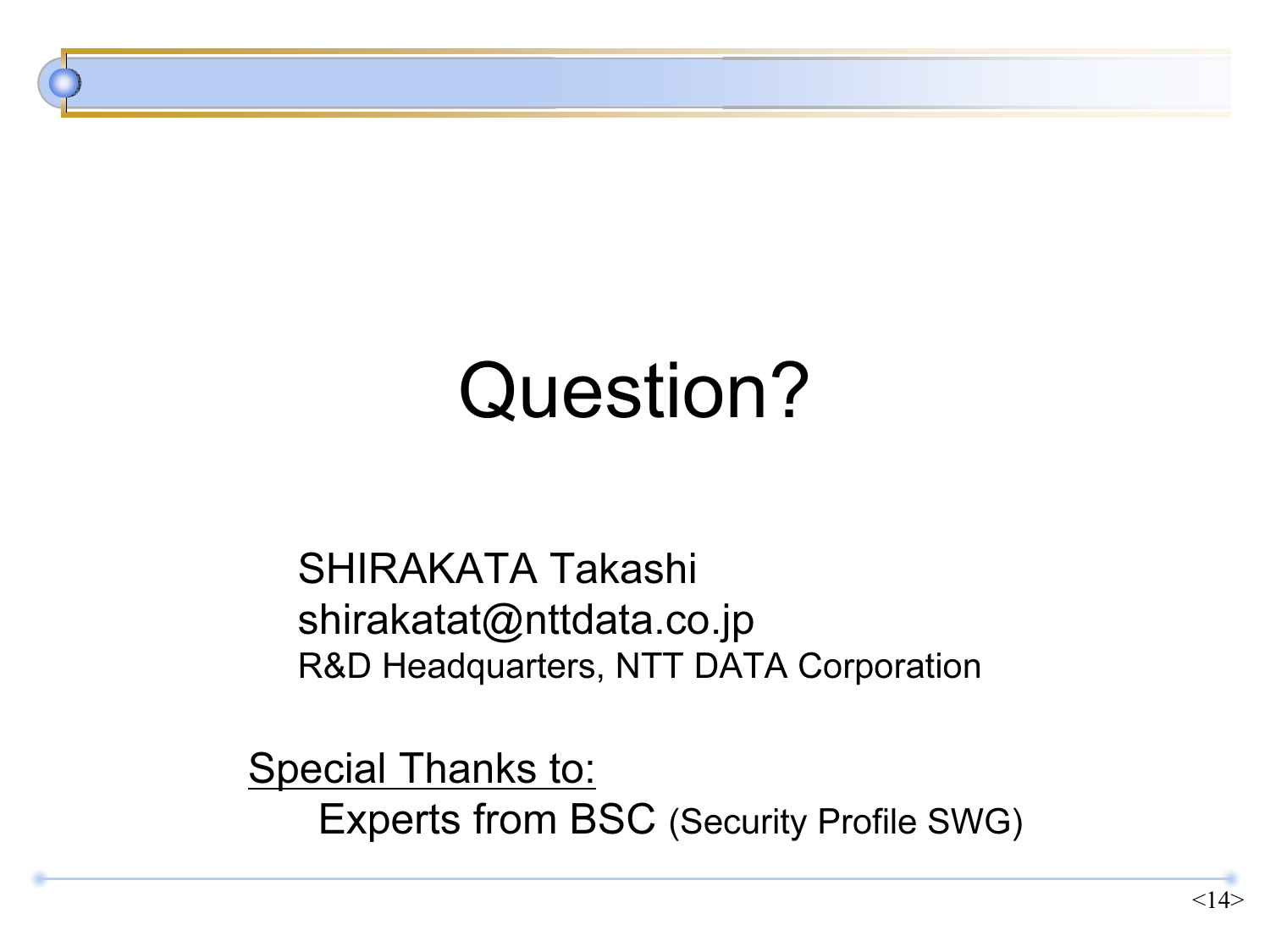# Question?

SHIRAKATA Takashi
shirakatat@nttdata.co.jp
R&D Headquarters, NTT DATA Corporation

Special Thanks to:

Experts from BSC (Security Profile SWG)